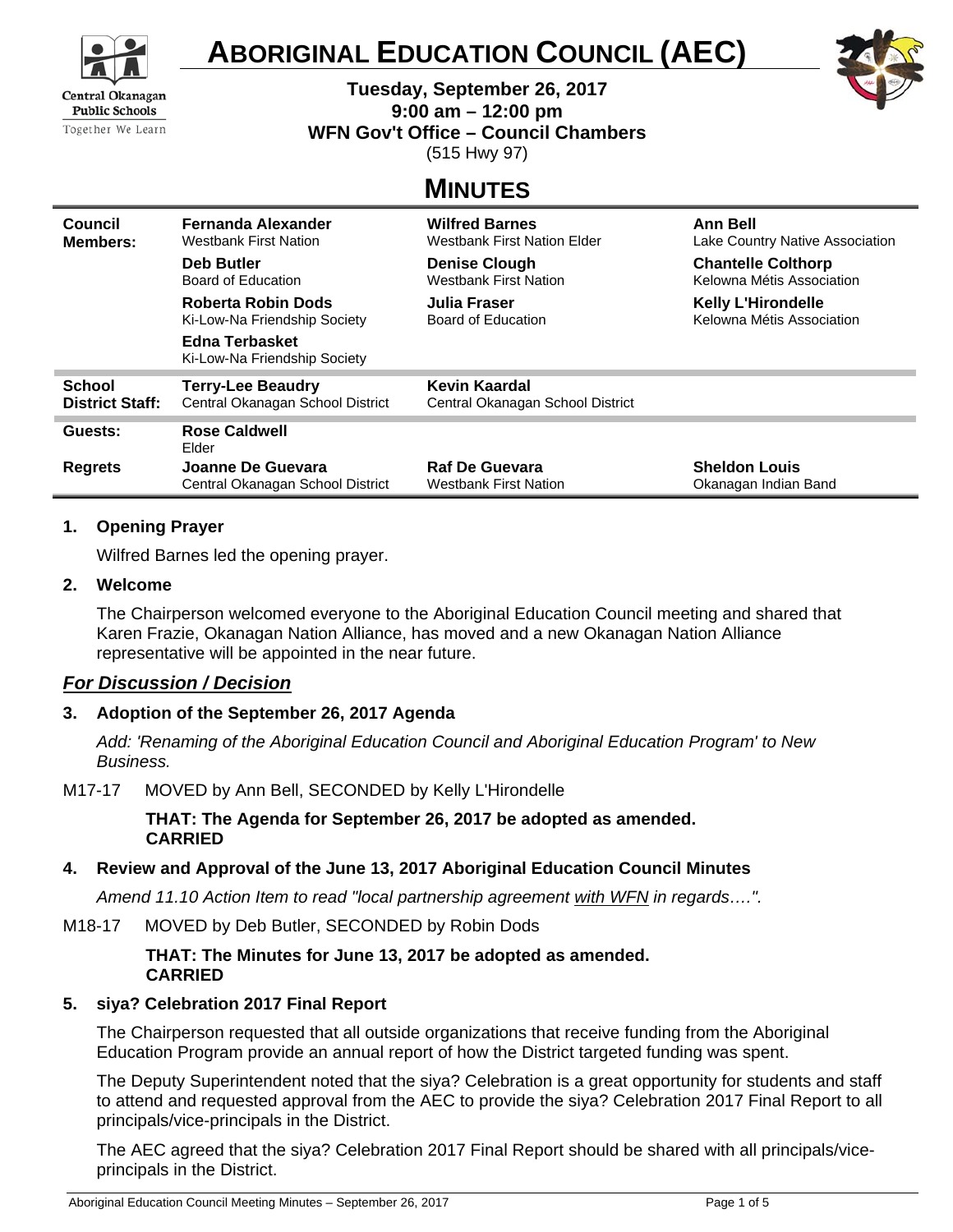# ABORIGINAL EDUCATION COUNCIL (AEC)

**Tuesday, September 26, 2017**
**9:00 am – 12:00 pm**
**WFN Gov't Office – Council Chambers**
(515 Hwy 97)

## MINUTES

| | | | |
|---|---|---|---|
| **Council Members:** | **Fernanda Alexander** Westbank First Nation | **Wilfred Barnes** Westbank First Nation Elder | **Ann Bell** Lake Country Native Association |
| | **Deb Butler** Board of Education | **Denise Clough** Westbank First Nation | **Chantelle Colthorp** Kelowna Métis Association |
| | **Roberta Robin Dods** Ki-Low-Na Friendship Society | **Julia Fraser** Board of Education | **Kelly L'Hirondelle** Kelowna Métis Association |
| | **Edna Terbasket** Ki-Low-Na Friendship Society | | |
| **School District Staff:** | **Terry-Lee Beaudry** Central Okanagan School District | **Kevin Kaardal** Central Okanagan School District | |
| **Guests:** | **Rose Caldwell** Elder | | |
| **Regrets** | **Joanne De Guevara** Central Okanagan School District | **Raf De Guevara** Westbank First Nation | **Sheldon Louis** Okanagan Indian Band |

**1. Opening Prayer**

Wilfred Barnes led the opening prayer.

**2. Welcome**

The Chairperson welcomed everyone to the Aboriginal Education Council meeting and shared that Karen Frazie, Okanagan Nation Alliance, has moved and a new Okanagan Nation Alliance representative will be appointed in the near future.

### ***For Discussion / Decision***

**3. Adoption of the September 26, 2017 Agenda**

*Add: 'Renaming of the Aboriginal Education Council and Aboriginal Education Program' to New Business.*

M17-17 MOVED by Ann Bell, SECONDED by Kelly L'Hirondelle

**THAT: The Agenda for September 26, 2017 be adopted as amended.**
**CARRIED**

**4. Review and Approval of the June 13, 2017 Aboriginal Education Council Minutes**

*Amend 11.10 Action Item to read "local partnership agreement with WFN in regards….".*

M18-17 MOVED by Deb Butler, SECONDED by Robin Dods

**THAT: The Minutes for June 13, 2017 be adopted as amended.**
**CARRIED**

**5. siya? Celebration 2017 Final Report**

The Chairperson requested that all outside organizations that receive funding from the Aboriginal Education Program provide an annual report of how the District targeted funding was spent.

The Deputy Superintendent noted that the siya? Celebration is a great opportunity for students and staff to attend and requested approval from the AEC to provide the siya? Celebration 2017 Final Report to all principals/vice-principals in the District.

The AEC agreed that the siya? Celebration 2017 Final Report should be shared with all principals/vice-principals in the District.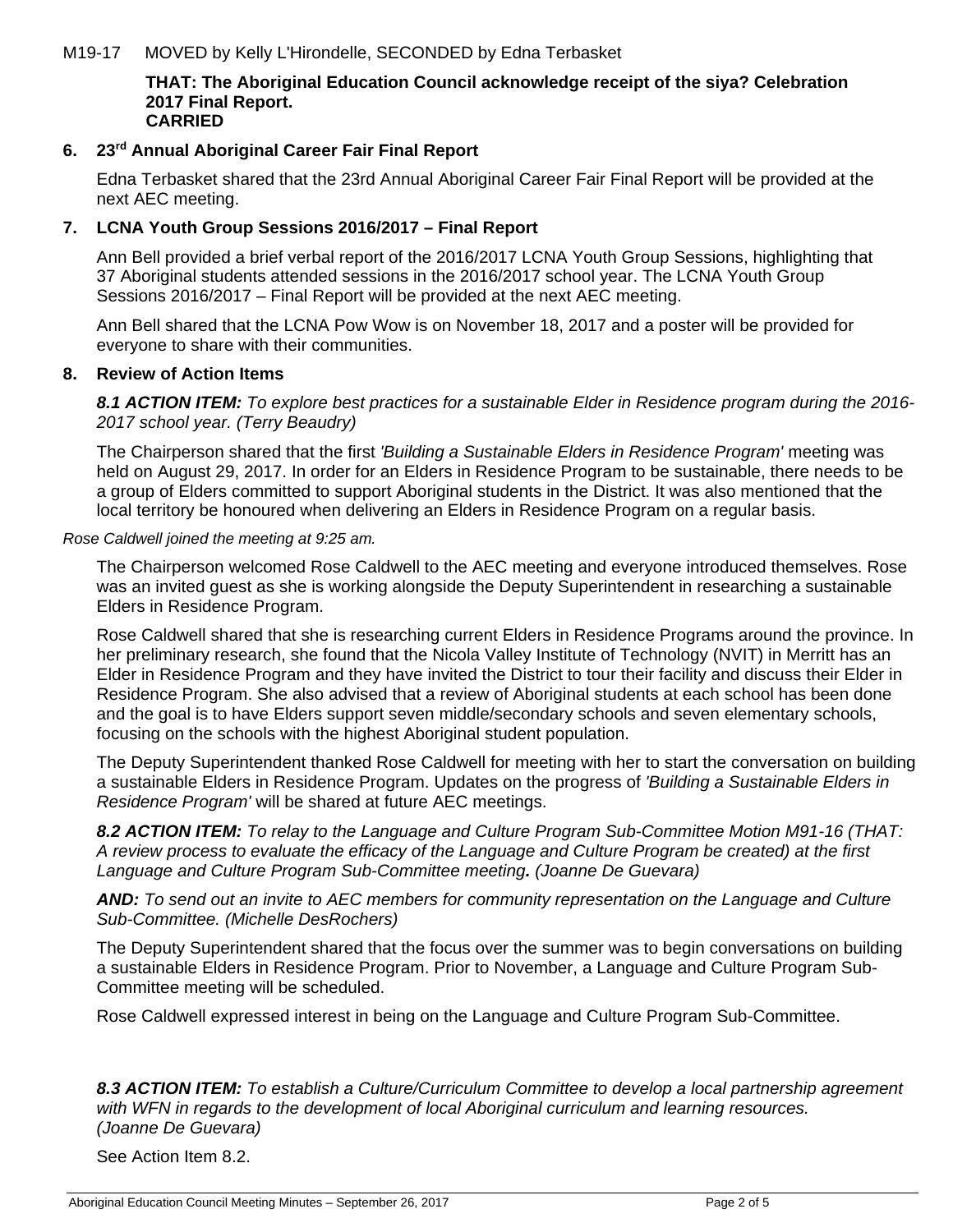M19-17 MOVED by Kelly L'Hirondelle, SECONDED by Edna Terbasket

**THAT: The Aboriginal Education Council acknowledge receipt of the siya? Celebration 2017 Final Report.**
**CARRIED**

## 6. 23rd Annual Aboriginal Career Fair Final Report

Edna Terbasket shared that the 23rd Annual Aboriginal Career Fair Final Report will be provided at the next AEC meeting.

## 7. LCNA Youth Group Sessions 2016/2017 – Final Report

Ann Bell provided a brief verbal report of the 2016/2017 LCNA Youth Group Sessions, highlighting that 37 Aboriginal students attended sessions in the 2016/2017 school year. The LCNA Youth Group Sessions 2016/2017 – Final Report will be provided at the next AEC meeting.

Ann Bell shared that the LCNA Pow Wow is on November 18, 2017 and a poster will be provided for everyone to share with their communities.

## 8. Review of Action Items

***8.1 ACTION ITEM:*** *To explore best practices for a sustainable Elder in Residence program during the 2016-2017 school year. (Terry Beaudry)*

The Chairperson shared that the first *'Building a Sustainable Elders in Residence Program'* meeting was held on August 29, 2017. In order for an Elders in Residence Program to be sustainable, there needs to be a group of Elders committed to support Aboriginal students in the District. It was also mentioned that the local territory be honoured when delivering an Elders in Residence Program on a regular basis.

*Rose Caldwell joined the meeting at 9:25 am.*

The Chairperson welcomed Rose Caldwell to the AEC meeting and everyone introduced themselves. Rose was an invited guest as she is working alongside the Deputy Superintendent in researching a sustainable Elders in Residence Program.

Rose Caldwell shared that she is researching current Elders in Residence Programs around the province. In her preliminary research, she found that the Nicola Valley Institute of Technology (NVIT) in Merritt has an Elder in Residence Program and they have invited the District to tour their facility and discuss their Elder in Residence Program. She also advised that a review of Aboriginal students at each school has been done and the goal is to have Elders support seven middle/secondary schools and seven elementary schools, focusing on the schools with the highest Aboriginal student population.

The Deputy Superintendent thanked Rose Caldwell for meeting with her to start the conversation on building a sustainable Elders in Residence Program. Updates on the progress of *'Building a Sustainable Elders in Residence Program'* will be shared at future AEC meetings.

***8.2 ACTION ITEM:*** *To relay to the Language and Culture Program Sub-Committee Motion M91-16 (THAT: A review process to evaluate the efficacy of the Language and Culture Program be created) at the first Language and Culture Program Sub-Committee meeting. (Joanne De Guevara)*

***AND:*** *To send out an invite to AEC members for community representation on the Language and Culture Sub-Committee. (Michelle DesRochers)*

The Deputy Superintendent shared that the focus over the summer was to begin conversations on building a sustainable Elders in Residence Program. Prior to November, a Language and Culture Program Sub-Committee meeting will be scheduled.

Rose Caldwell expressed interest in being on the Language and Culture Program Sub-Committee.

***8.3 ACTION ITEM:*** *To establish a Culture/Curriculum Committee to develop a local partnership agreement with WFN in regards to the development of local Aboriginal curriculum and learning resources. (Joanne De Guevara)*

See Action Item 8.2.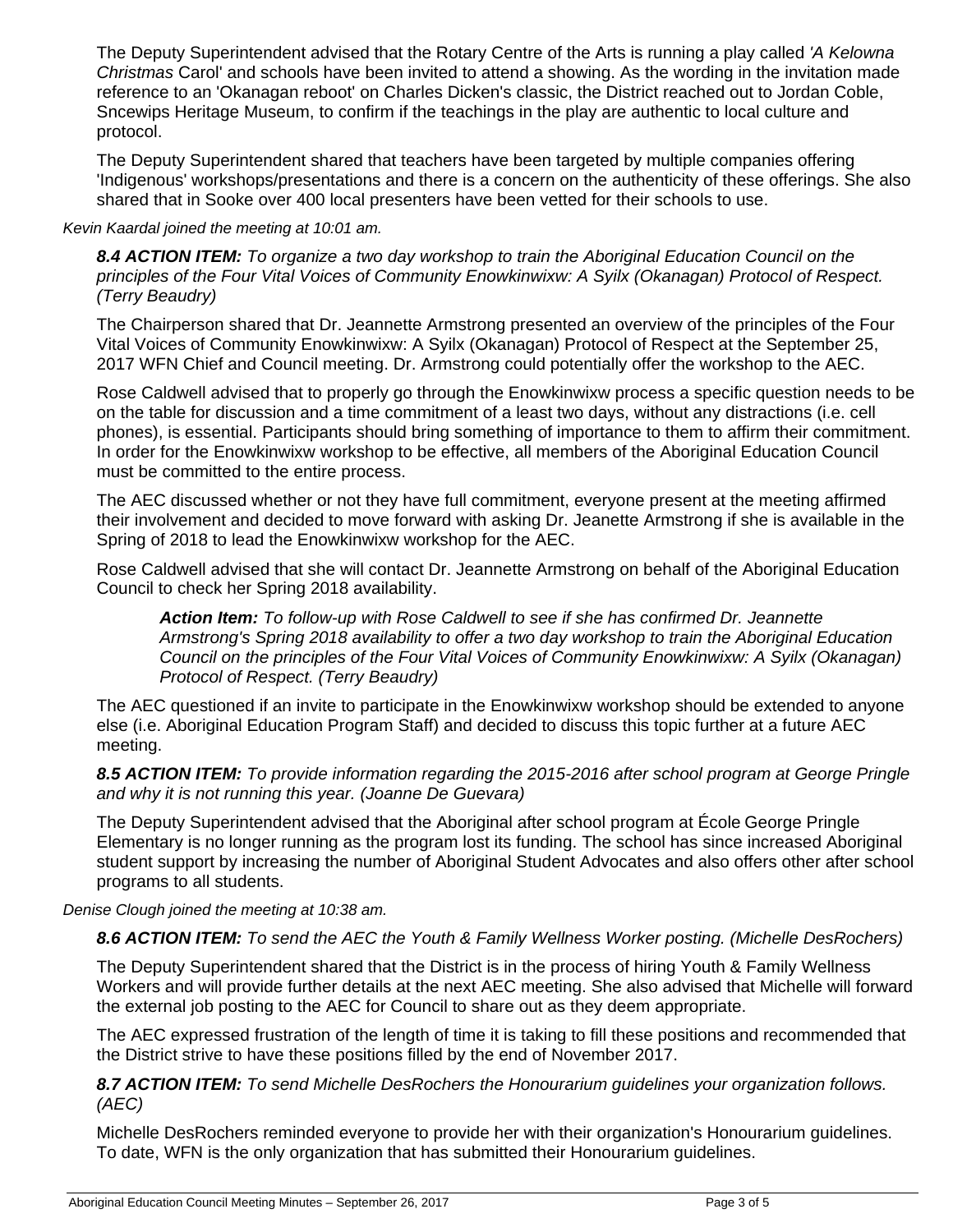The Deputy Superintendent advised that the Rotary Centre of the Arts is running a play called *'A Kelowna Christmas* Carol' and schools have been invited to attend a showing. As the wording in the invitation made reference to an 'Okanagan reboot' on Charles Dicken's classic, the District reached out to Jordan Coble, Sncewips Heritage Museum, to confirm if the teachings in the play are authentic to local culture and protocol.

The Deputy Superintendent shared that teachers have been targeted by multiple companies offering 'Indigenous' workshops/presentations and there is a concern on the authenticity of these offerings. She also shared that in Sooke over 400 local presenters have been vetted for their schools to use.

*Kevin Kaardal joined the meeting at 10:01 am.*

***8.4 ACTION ITEM:*** *To organize a two day workshop to train the Aboriginal Education Council on the principles of the Four Vital Voices of Community Enowkinwixw: A Syilx (Okanagan) Protocol of Respect. (Terry Beaudry)*

The Chairperson shared that Dr. Jeannette Armstrong presented an overview of the principles of the Four Vital Voices of Community Enowkinwixw: A Syilx (Okanagan) Protocol of Respect at the September 25, 2017 WFN Chief and Council meeting. Dr. Armstrong could potentially offer the workshop to the AEC.

Rose Caldwell advised that to properly go through the Enowkinwixw process a specific question needs to be on the table for discussion and a time commitment of a least two days, without any distractions (i.e. cell phones), is essential. Participants should bring something of importance to them to affirm their commitment. In order for the Enowkinwixw workshop to be effective, all members of the Aboriginal Education Council must be committed to the entire process.

The AEC discussed whether or not they have full commitment, everyone present at the meeting affirmed their involvement and decided to move forward with asking Dr. Jeanette Armstrong if she is available in the Spring of 2018 to lead the Enowkinwixw workshop for the AEC.

Rose Caldwell advised that she will contact Dr. Jeannette Armstrong on behalf of the Aboriginal Education Council to check her Spring 2018 availability.

> ***Action Item:*** *To follow-up with Rose Caldwell to see if she has confirmed Dr. Jeannette Armstrong's Spring 2018 availability to offer a two day workshop to train the Aboriginal Education Council on the principles of the Four Vital Voices of Community Enowkinwixw: A Syilx (Okanagan) Protocol of Respect. (Terry Beaudry)*

The AEC questioned if an invite to participate in the Enowkinwixw workshop should be extended to anyone else (i.e. Aboriginal Education Program Staff) and decided to discuss this topic further at a future AEC meeting.

***8.5 ACTION ITEM:*** *To provide information regarding the 2015-2016 after school program at George Pringle and why it is not running this year. (Joanne De Guevara)*

The Deputy Superintendent advised that the Aboriginal after school program at École George Pringle Elementary is no longer running as the program lost its funding. The school has since increased Aboriginal student support by increasing the number of Aboriginal Student Advocates and also offers other after school programs to all students.

*Denise Clough joined the meeting at 10:38 am.*

***8.6 ACTION ITEM:*** *To send the AEC the Youth & Family Wellness Worker posting. (Michelle DesRochers)*

The Deputy Superintendent shared that the District is in the process of hiring Youth & Family Wellness Workers and will provide further details at the next AEC meeting. She also advised that Michelle will forward the external job posting to the AEC for Council to share out as they deem appropriate.

The AEC expressed frustration of the length of time it is taking to fill these positions and recommended that the District strive to have these positions filled by the end of November 2017.

***8.7 ACTION ITEM:*** *To send Michelle DesRochers the Honourarium guidelines your organization follows. (AEC)*

Michelle DesRochers reminded everyone to provide her with their organization's Honourarium guidelines. To date, WFN is the only organization that has submitted their Honourarium guidelines.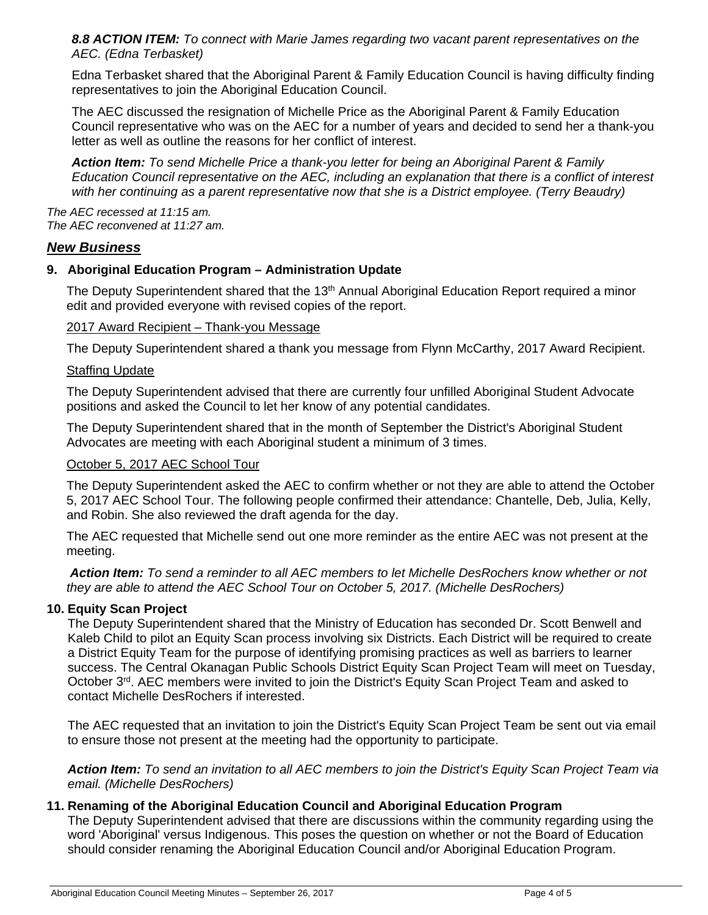***8.8 ACTION ITEM:*** *To connect with Marie James regarding two vacant parent representatives on the AEC. (Edna Terbasket)*

Edna Terbasket shared that the Aboriginal Parent & Family Education Council is having difficulty finding representatives to join the Aboriginal Education Council.

The AEC discussed the resignation of Michelle Price as the Aboriginal Parent & Family Education Council representative who was on the AEC for a number of years and decided to send her a thank-you letter as well as outline the reasons for her conflict of interest.

***Action Item:*** *To send Michelle Price a thank-you letter for being an Aboriginal Parent & Family Education Council representative on the AEC, including an explanation that there is a conflict of interest with her continuing as a parent representative now that she is a District employee. (Terry Beaudry)*

*The AEC recessed at 11:15 am.*
*The AEC reconvened at 11:27 am.*

## ***New Business***

### 9. Aboriginal Education Program – Administration Update

The Deputy Superintendent shared that the 13th Annual Aboriginal Education Report required a minor edit and provided everyone with revised copies of the report.

2017 Award Recipient – Thank-you Message

The Deputy Superintendent shared a thank you message from Flynn McCarthy, 2017 Award Recipient.

Staffing Update

The Deputy Superintendent advised that there are currently four unfilled Aboriginal Student Advocate positions and asked the Council to let her know of any potential candidates.

The Deputy Superintendent shared that in the month of September the District's Aboriginal Student Advocates are meeting with each Aboriginal student a minimum of 3 times.

October 5, 2017 AEC School Tour

The Deputy Superintendent asked the AEC to confirm whether or not they are able to attend the October 5, 2017 AEC School Tour. The following people confirmed their attendance: Chantelle, Deb, Julia, Kelly, and Robin. She also reviewed the draft agenda for the day.

The AEC requested that Michelle send out one more reminder as the entire AEC was not present at the meeting.

***Action Item:*** *To send a reminder to all AEC members to let Michelle DesRochers know whether or not they are able to attend the AEC School Tour on October 5, 2017. (Michelle DesRochers)*

### 10. Equity Scan Project

The Deputy Superintendent shared that the Ministry of Education has seconded Dr. Scott Benwell and Kaleb Child to pilot an Equity Scan process involving six Districts. Each District will be required to create a District Equity Team for the purpose of identifying promising practices as well as barriers to learner success. The Central Okanagan Public Schools District Equity Scan Project Team will meet on Tuesday, October 3rd. AEC members were invited to join the District's Equity Scan Project Team and asked to contact Michelle DesRochers if interested.

The AEC requested that an invitation to join the District's Equity Scan Project Team be sent out via email to ensure those not present at the meeting had the opportunity to participate.

***Action Item:*** *To send an invitation to all AEC members to join the District's Equity Scan Project Team via email. (Michelle DesRochers)*

### 11. Renaming of the Aboriginal Education Council and Aboriginal Education Program

The Deputy Superintendent advised that there are discussions within the community regarding using the word 'Aboriginal' versus Indigenous. This poses the question on whether or not the Board of Education should consider renaming the Aboriginal Education Council and/or Aboriginal Education Program.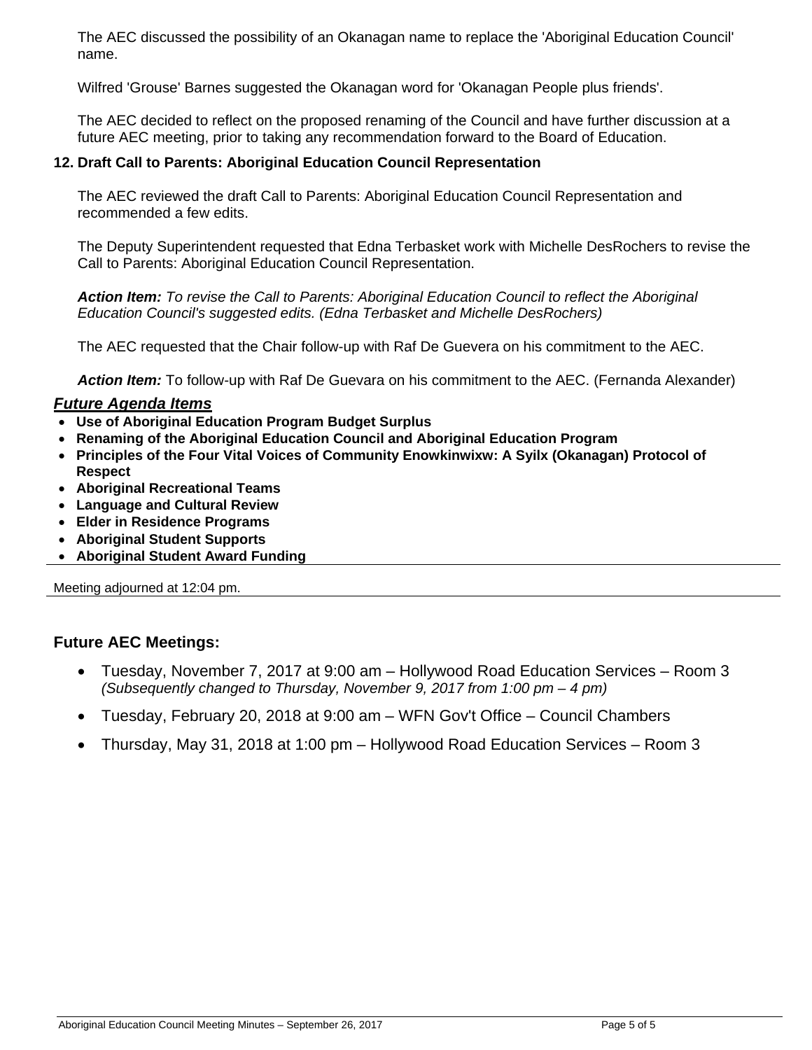The AEC discussed the possibility of an Okanagan name to replace the 'Aboriginal Education Council' name.

Wilfred 'Grouse' Barnes suggested the Okanagan word for 'Okanagan People plus friends'.

The AEC decided to reflect on the proposed renaming of the Council and have further discussion at a future AEC meeting, prior to taking any recommendation forward to the Board of Education.

**12. Draft Call to Parents: Aboriginal Education Council Representation**

The AEC reviewed the draft Call to Parents: Aboriginal Education Council Representation and recommended a few edits.

The Deputy Superintendent requested that Edna Terbasket work with Michelle DesRochers to revise the Call to Parents: Aboriginal Education Council Representation.

***Action Item:*** *To revise the Call to Parents: Aboriginal Education Council to reflect the Aboriginal Education Council's suggested edits. (Edna Terbasket and Michelle DesRochers)*

The AEC requested that the Chair follow-up with Raf De Guevera on his commitment to the AEC.

***Action Item:*** To follow-up with Raf De Guevara on his commitment to the AEC. (Fernanda Alexander)

## ***Future Agenda Items***

- **Use of Aboriginal Education Program Budget Surplus**
- **Renaming of the Aboriginal Education Council and Aboriginal Education Program**
- **Principles of the Four Vital Voices of Community Enowkinwixw: A Syilx (Okanagan) Protocol of Respect**
- **Aboriginal Recreational Teams**
- **Language and Cultural Review**
- **Elder in Residence Programs**
- **Aboriginal Student Supports**
- **Aboriginal Student Award Funding**

Meeting adjourned at 12:04 pm.

### Future AEC Meetings:

- Tuesday, November 7, 2017 at 9:00 am – Hollywood Road Education Services – Room 3 *(Subsequently changed to Thursday, November 9, 2017 from 1:00 pm – 4 pm)*
- Tuesday, February 20, 2018 at 9:00 am – WFN Gov't Office – Council Chambers
- Thursday, May 31, 2018 at 1:00 pm – Hollywood Road Education Services – Room 3